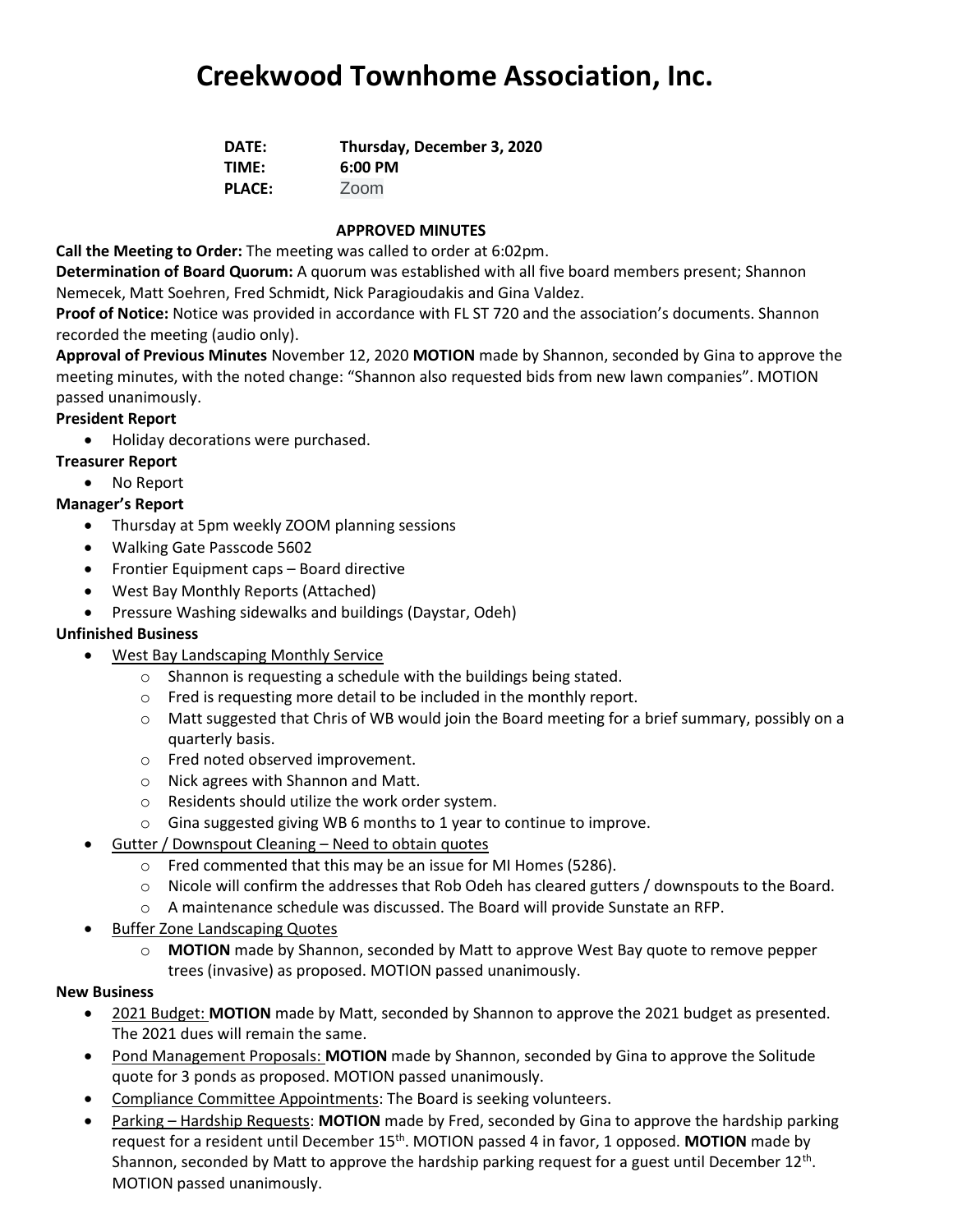# Creekwood Townhome Association, Inc.

**DATE:** **Thursday, December 3, 2020**
**TIME:** **6:00 PM**
**PLACE:** Zoom

**APPROVED MINUTES**

**Call the Meeting to Order:** The meeting was called to order at 6:02pm.
**Determination of Board Quorum:** A quorum was established with all five board members present; Shannon Nemecek, Matt Soehren, Fred Schmidt, Nick Paragioudakis and Gina Valdez.
**Proof of Notice:** Notice was provided in accordance with FL ST 720 and the association's documents. Shannon recorded the meeting (audio only).
**Approval of Previous Minutes** November 12, 2020 **MOTION** made by Shannon, seconded by Gina to approve the meeting minutes, with the noted change: "Shannon also requested bids from new lawn companies". MOTION passed unanimously.

**President Report**

- Holiday decorations were purchased.

**Treasurer Report**

- No Report

**Manager's Report**

- Thursday at 5pm weekly ZOOM planning sessions
- Walking Gate Passcode 5602
- Frontier Equipment caps – Board directive
- West Bay Monthly Reports (Attached)
- Pressure Washing sidewalks and buildings (Daystar, Odeh)

**Unfinished Business**

- West Bay Landscaping Monthly Service
  - Shannon is requesting a schedule with the buildings being stated.
  - Fred is requesting more detail to be included in the monthly report.
  - Matt suggested that Chris of WB would join the Board meeting for a brief summary, possibly on a quarterly basis.
  - Fred noted observed improvement.
  - Nick agrees with Shannon and Matt.
  - Residents should utilize the work order system.
  - Gina suggested giving WB 6 months to 1 year to continue to improve.
- Gutter / Downspout Cleaning – Need to obtain quotes
  - Fred commented that this may be an issue for MI Homes (5286).
  - Nicole will confirm the addresses that Rob Odeh has cleared gutters / downspouts to the Board.
  - A maintenance schedule was discussed. The Board will provide Sunstate an RFP.
- Buffer Zone Landscaping Quotes
  - **MOTION** made by Shannon, seconded by Matt to approve West Bay quote to remove pepper trees (invasive) as proposed. MOTION passed unanimously.

**New Business**

- 2021 Budget: **MOTION** made by Matt, seconded by Shannon to approve the 2021 budget as presented. The 2021 dues will remain the same.
- Pond Management Proposals: **MOTION** made by Shannon, seconded by Gina to approve the Solitude quote for 3 ponds as proposed. MOTION passed unanimously.
- Compliance Committee Appointments: The Board is seeking volunteers.
- Parking – Hardship Requests: **MOTION** made by Fred, seconded by Gina to approve the hardship parking request for a resident until December 15th. MOTION passed 4 in favor, 1 opposed. **MOTION** made by Shannon, seconded by Matt to approve the hardship parking request for a guest until December 12th. MOTION passed unanimously.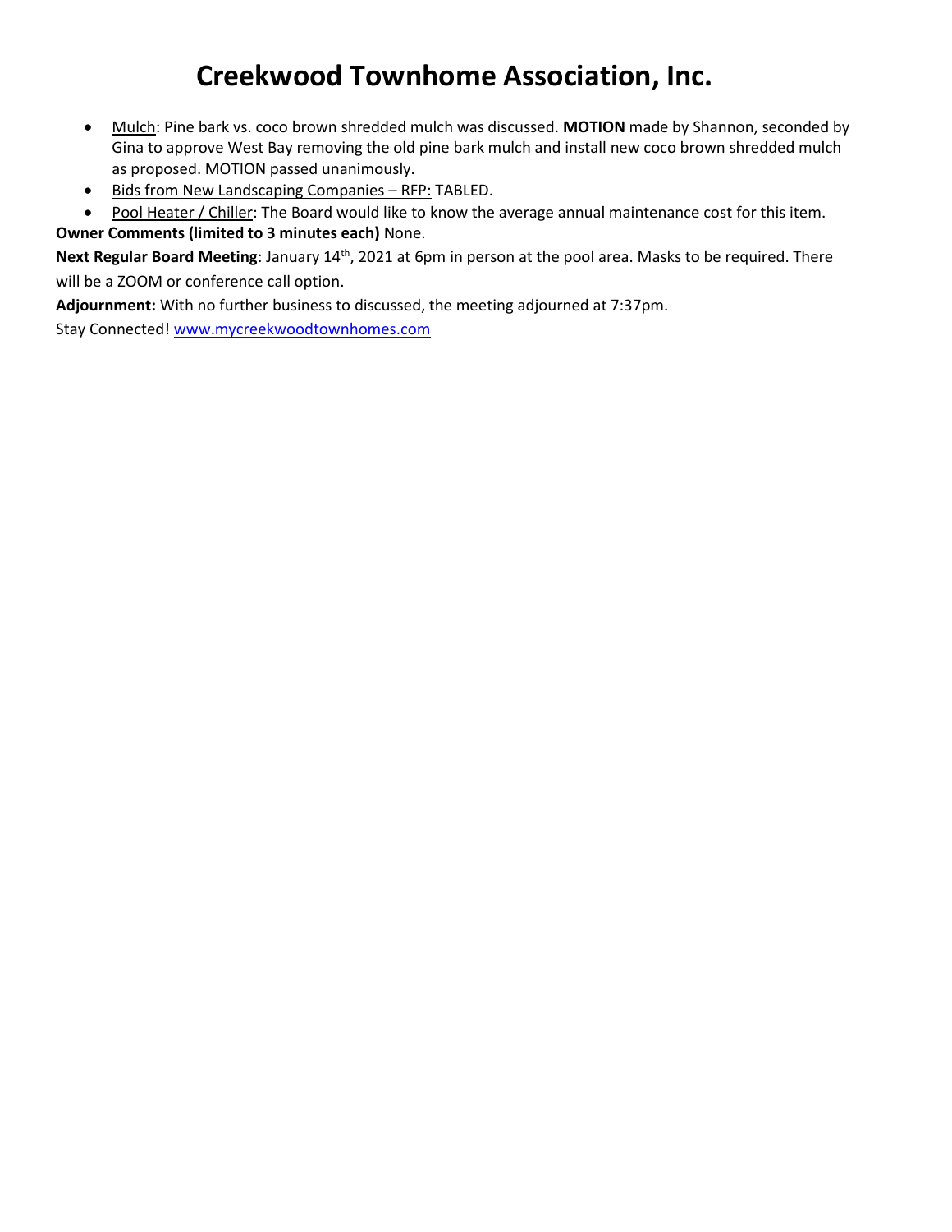# Creekwood Townhome Association, Inc.

- Mulch: Pine bark vs. coco brown shredded mulch was discussed. **MOTION** made by Shannon, seconded by Gina to approve West Bay removing the old pine bark mulch and install new coco brown shredded mulch as proposed. MOTION passed unanimously.
- Bids from New Landscaping Companies – RFP: TABLED.
- Pool Heater / Chiller: The Board would like to know the average annual maintenance cost for this item.

**Owner Comments (limited to 3 minutes each)** None.

**Next Regular Board Meeting**: January 14th, 2021 at 6pm in person at the pool area. Masks to be required. There will be a ZOOM or conference call option.

**Adjournment:** With no further business to discussed, the meeting adjourned at 7:37pm.

Stay Connected! www.mycreekwoodtownhomes.com